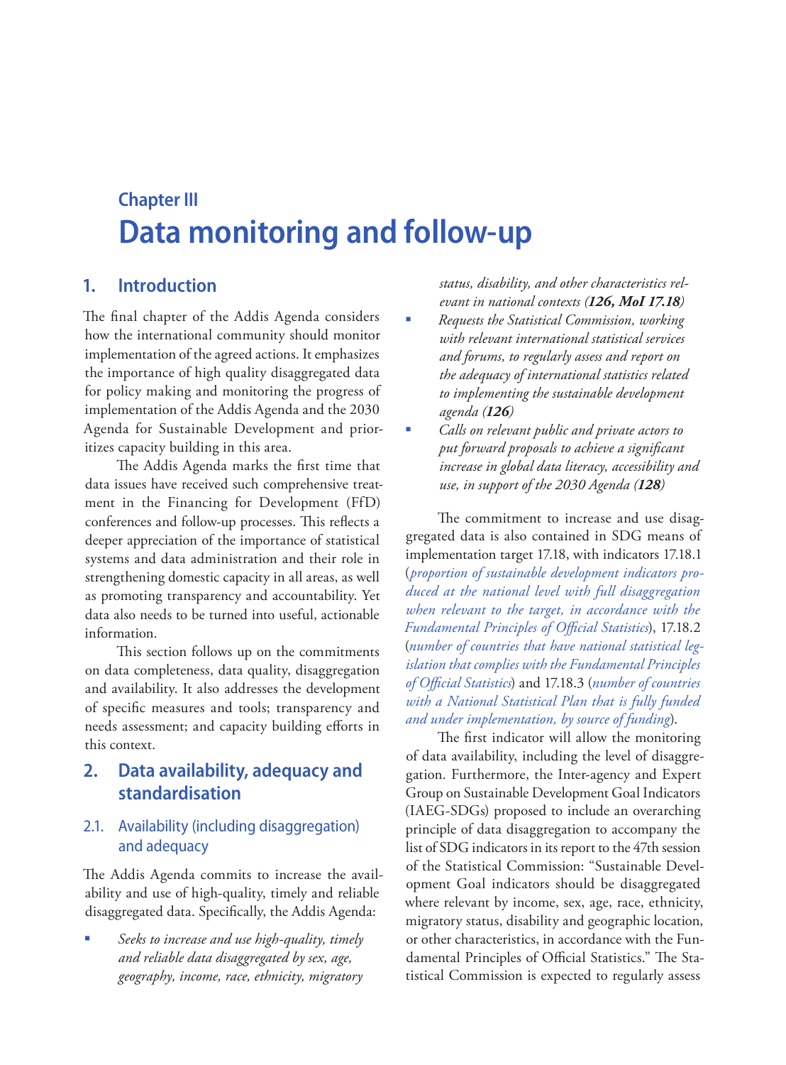# Chapter III
# Data monitoring and follow-up

## 1. Introduction

The final chapter of the Addis Agenda considers how the international community should monitor implementation of the agreed actions. It emphasizes the importance of high quality disaggregated data for policy making and monitoring the progress of implementation of the Addis Agenda and the 2030 Agenda for Sustainable Development and prioritizes capacity building in this area.

The Addis Agenda marks the first time that data issues have received such comprehensive treatment in the Financing for Development (FfD) conferences and follow-up processes. This reflects a deeper appreciation of the importance of statistical systems and data administration and their role in strengthening domestic capacity in all areas, as well as promoting transparency and accountability. Yet data also needs to be turned into useful, actionable information.

This section follows up on the commitments on data completeness, data quality, disaggregation and availability. It also addresses the development of specific measures and tools; transparency and needs assessment; and capacity building efforts in this context.

## 2. Data availability, adequacy and standardisation

### 2.1. Availability (including disaggregation) and adequacy

The Addis Agenda commits to increase the availability and use of high-quality, timely and reliable disaggregated data. Specifically, the Addis Agenda:

- *Seeks to increase and use high-quality, timely and reliable data disaggregated by sex, age, geography, income, race, ethnicity, migratory status, disability, and other characteristics relevant in national contexts (**126, MoI 17.18**)*
- *Requests the Statistical Commission, working with relevant international statistical services and forums, to regularly assess and report on the adequacy of international statistics related to implementing the sustainable development agenda (**126**)*
- *Calls on relevant public and private actors to put forward proposals to achieve a significant increase in global data literacy, accessibility and use, in support of the 2030 Agenda (**128**)*

The commitment to increase and use disaggregated data is also contained in SDG means of implementation target 17.18, with indicators 17.18.1 (*proportion of sustainable development indicators produced at the national level with full disaggregation when relevant to the target, in accordance with the Fundamental Principles of Official Statistics*), 17.18.2 (*number of countries that have national statistical legislation that complies with the Fundamental Principles of Official Statistics*) and 17.18.3 (*number of countries with a National Statistical Plan that is fully funded and under implementation, by source of funding*).

The first indicator will allow the monitoring of data availability, including the level of disaggregation. Furthermore, the Inter-agency and Expert Group on Sustainable Development Goal Indicators (IAEG-SDGs) proposed to include an overarching principle of data disaggregation to accompany the list of SDG indicators in its report to the 47th session of the Statistical Commission: "Sustainable Development Goal indicators should be disaggregated where relevant by income, sex, age, race, ethnicity, migratory status, disability and geographic location, or other characteristics, in accordance with the Fundamental Principles of Official Statistics." The Statistical Commission is expected to regularly assess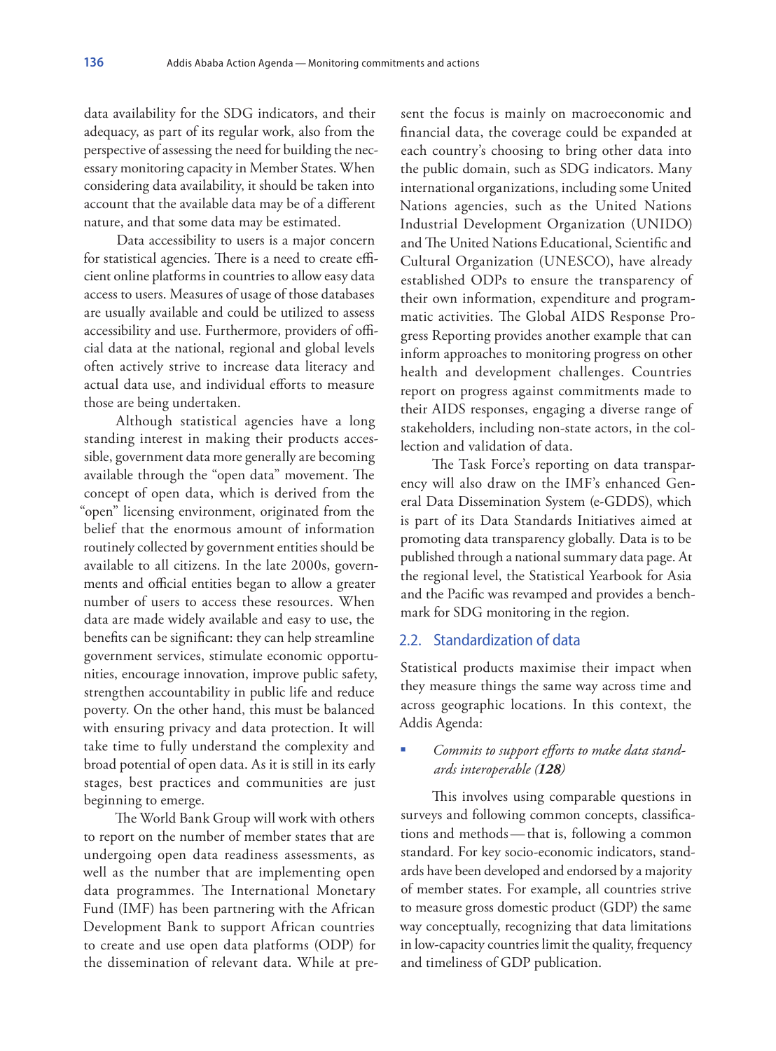data availability for the SDG indicators, and their adequacy, as part of its regular work, also from the perspective of assessing the need for building the necessary monitoring capacity in Member States. When considering data availability, it should be taken into account that the available data may be of a different nature, and that some data may be estimated.

Data accessibility to users is a major concern for statistical agencies. There is a need to create efficient online platforms in countries to allow easy data access to users. Measures of usage of those databases are usually available and could be utilized to assess accessibility and use. Furthermore, providers of official data at the national, regional and global levels often actively strive to increase data literacy and actual data use, and individual efforts to measure those are being undertaken.

Although statistical agencies have a long standing interest in making their products accessible, government data more generally are becoming available through the "open data" movement. The concept of open data, which is derived from the "open" licensing environment, originated from the belief that the enormous amount of information routinely collected by government entities should be available to all citizens. In the late 2000s, governments and official entities began to allow a greater number of users to access these resources. When data are made widely available and easy to use, the benefits can be significant: they can help streamline government services, stimulate economic opportunities, encourage innovation, improve public safety, strengthen accountability in public life and reduce poverty. On the other hand, this must be balanced with ensuring privacy and data protection. It will take time to fully understand the complexity and broad potential of open data. As it is still in its early stages, best practices and communities are just beginning to emerge.

The World Bank Group will work with others to report on the number of member states that are undergoing open data readiness assessments, as well as the number that are implementing open data programmes. The International Monetary Fund (IMF) has been partnering with the African Development Bank to support African countries to create and use open data platforms (ODP) for the dissemination of relevant data. While at present the focus is mainly on macroeconomic and financial data, the coverage could be expanded at each country's choosing to bring other data into the public domain, such as SDG indicators. Many international organizations, including some United Nations agencies, such as the United Nations Industrial Development Organization (UNIDO) and The United Nations Educational, Scientific and Cultural Organization (UNESCO), have already established ODPs to ensure the transparency of their own information, expenditure and programmatic activities. The Global AIDS Response Progress Reporting provides another example that can inform approaches to monitoring progress on other health and development challenges. Countries report on progress against commitments made to their AIDS responses, engaging a diverse range of stakeholders, including non-state actors, in the collection and validation of data.

The Task Force's reporting on data transparency will also draw on the IMF's enhanced General Data Dissemination System (e-GDDS), which is part of its Data Standards Initiatives aimed at promoting data transparency globally. Data is to be published through a national summary data page. At the regional level, the Statistical Yearbook for Asia and the Pacific was revamped and provides a benchmark for SDG monitoring in the region.

## 2.2. Standardization of data

Statistical products maximise their impact when they measure things the same way across time and across geographic locations. In this context, the Addis Agenda:

- *Commits to support efforts to make data standards interoperable (**128**)*

This involves using comparable questions in surveys and following common concepts, classifications and methods — that is, following a common standard. For key socio-economic indicators, standards have been developed and endorsed by a majority of member states. For example, all countries strive to measure gross domestic product (GDP) the same way conceptually, recognizing that data limitations in low-capacity countries limit the quality, frequency and timeliness of GDP publication.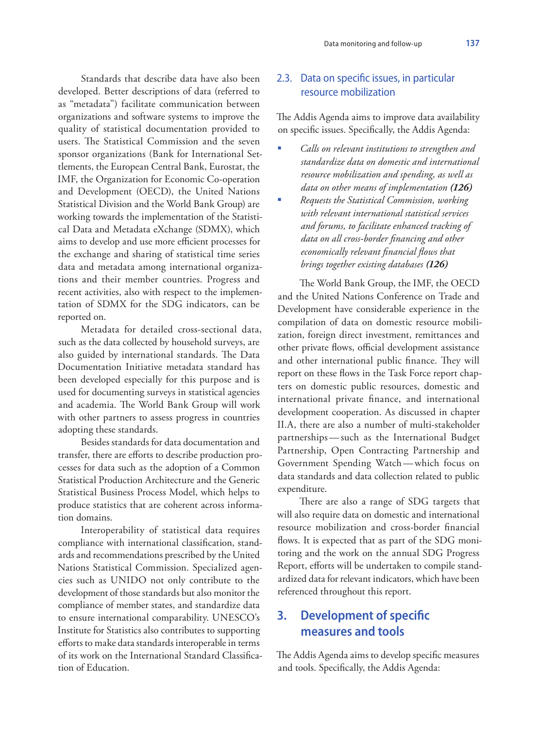Standards that describe data have also been developed. Better descriptions of data (referred to as "metadata") facilitate communication between organizations and software systems to improve the quality of statistical documentation provided to users. The Statistical Commission and the seven sponsor organizations (Bank for International Settlements, the European Central Bank, Eurostat, the IMF, the Organization for Economic Co-operation and Development (OECD), the United Nations Statistical Division and the World Bank Group) are working towards the implementation of the Statistical Data and Metadata eXchange (SDMX), which aims to develop and use more efficient processes for the exchange and sharing of statistical time series data and metadata among international organizations and their member countries. Progress and recent activities, also with respect to the implementation of SDMX for the SDG indicators, can be reported on.

Metadata for detailed cross-sectional data, such as the data collected by household surveys, are also guided by international standards. The Data Documentation Initiative metadata standard has been developed especially for this purpose and is used for documenting surveys in statistical agencies and academia. The World Bank Group will work with other partners to assess progress in countries adopting these standards.

Besides standards for data documentation and transfer, there are efforts to describe production processes for data such as the adoption of a Common Statistical Production Architecture and the Generic Statistical Business Process Model, which helps to produce statistics that are coherent across information domains.

Interoperability of statistical data requires compliance with international classification, standards and recommendations prescribed by the United Nations Statistical Commission. Specialized agencies such as UNIDO not only contribute to the development of those standards but also monitor the compliance of member states, and standardize data to ensure international comparability. UNESCO's Institute for Statistics also contributes to supporting efforts to make data standards interoperable in terms of its work on the International Standard Classification of Education.

### 2.3. Data on specific issues, in particular resource mobilization

The Addis Agenda aims to improve data availability on specific issues. Specifically, the Addis Agenda:

- *Calls on relevant institutions to strengthen and standardize data on domestic and international resource mobilization and spending, as well as data on other means of implementation* ***(126)***
- *Requests the Statistical Commission, working with relevant international statistical services and forums, to facilitate enhanced tracking of data on all cross-border financing and other economically relevant financial flows that brings together existing databases* ***(126)***

The World Bank Group, the IMF, the OECD and the United Nations Conference on Trade and Development have considerable experience in the compilation of data on domestic resource mobilization, foreign direct investment, remittances and other private flows, official development assistance and other international public finance. They will report on these flows in the Task Force report chapters on domestic public resources, domestic and international private finance, and international development cooperation. As discussed in chapter II.A, there are also a number of multi-stakeholder partnerships—such as the International Budget Partnership, Open Contracting Partnership and Government Spending Watch—which focus on data standards and data collection related to public expenditure.

There are also a range of SDG targets that will also require data on domestic and international resource mobilization and cross-border financial flows. It is expected that as part of the SDG monitoring and the work on the annual SDG Progress Report, efforts will be undertaken to compile standardized data for relevant indicators, which have been referenced throughout this report.

## 3. Development of specific measures and tools

The Addis Agenda aims to develop specific measures and tools. Specifically, the Addis Agenda: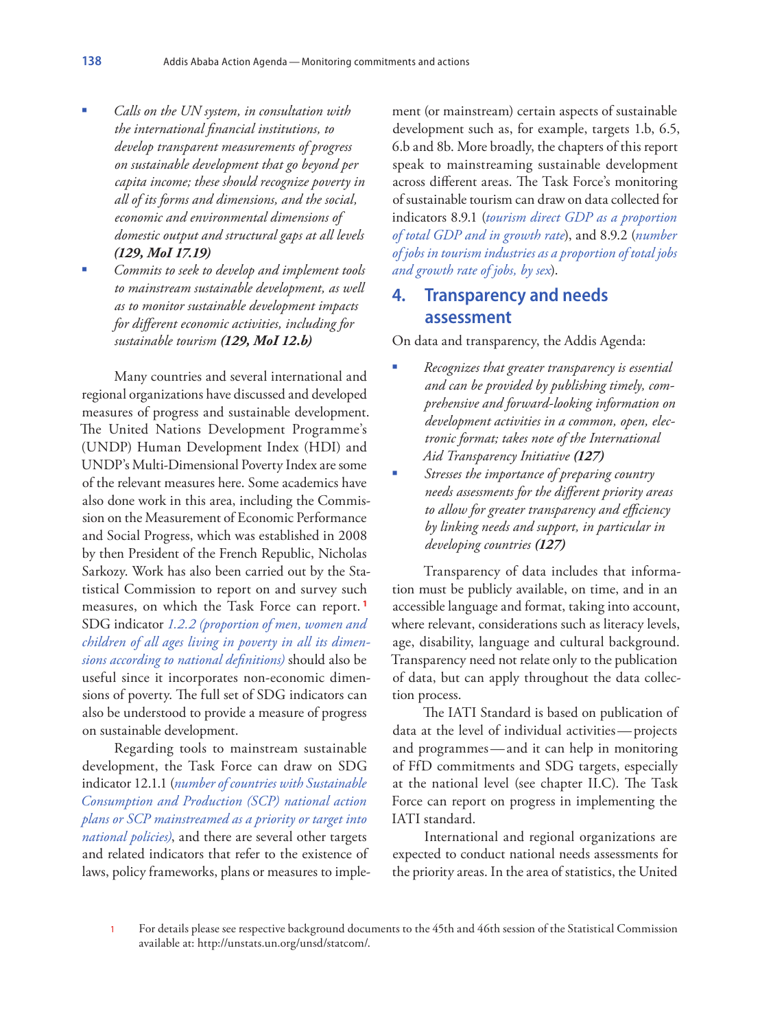- *Calls on the UN system, in consultation with the international financial institutions, to develop transparent measurements of progress on sustainable development that go beyond per capita income; these should recognize poverty in all of its forms and dimensions, and the social, economic and environmental dimensions of domestic output and structural gaps at all levels* ***(129, MoI 17.19)***
- *Commits to seek to develop and implement tools to mainstream sustainable development, as well as to monitor sustainable development impacts for different economic activities, including for sustainable tourism* ***(129, MoI 12.b)***

Many countries and several international and regional organizations have discussed and developed measures of progress and sustainable development. The United Nations Development Programme's (UNDP) Human Development Index (HDI) and UNDP's Multi-Dimensional Poverty Index are some of the relevant measures here. Some academics have also done work in this area, including the Commission on the Measurement of Economic Performance and Social Progress, which was established in 2008 by then President of the French Republic, Nicholas Sarkozy. Work has also been carried out by the Statistical Commission to report on and survey such measures, on which the Task Force can report.[1] SDG indicator *1.2.2 (proportion of men, women and children of all ages living in poverty in all its dimensions according to national definitions)* should also be useful since it incorporates non-economic dimensions of poverty. The full set of SDG indicators can also be understood to provide a measure of progress on sustainable development.

Regarding tools to mainstream sustainable development, the Task Force can draw on SDG indicator 12.1.1 (*number of countries with Sustainable Consumption and Production (SCP) national action plans or SCP mainstreamed as a priority or target into national policies)*, and there are several other targets and related indicators that refer to the existence of laws, policy frameworks, plans or measures to implement (or mainstream) certain aspects of sustainable development such as, for example, targets 1.b, 6.5, 6.b and 8b. More broadly, the chapters of this report speak to mainstreaming sustainable development across different areas. The Task Force's monitoring of sustainable tourism can draw on data collected for indicators 8.9.1 (*tourism direct GDP as a proportion of total GDP and in growth rate*), and 8.9.2 (*number of jobs in tourism industries as a proportion of total jobs and growth rate of jobs, by sex*).

## 4. Transparency and needs assessment

On data and transparency, the Addis Agenda:

- *Recognizes that greater transparency is essential and can be provided by publishing timely, comprehensive and forward-looking information on development activities in a common, open, electronic format; takes note of the International Aid Transparency Initiative* ***(127)***
- *Stresses the importance of preparing country needs assessments for the different priority areas to allow for greater transparency and efficiency by linking needs and support, in particular in developing countries* ***(127)***

Transparency of data includes that information must be publicly available, on time, and in an accessible language and format, taking into account, where relevant, considerations such as literacy levels, age, disability, language and cultural background. Transparency need not relate only to the publication of data, but can apply throughout the data collection process.

The IATI Standard is based on publication of data at the level of individual activities — projects and programmes — and it can help in monitoring of FfD commitments and SDG targets, especially at the national level (see chapter II.C). The Task Force can report on progress in implementing the IATI standard.

International and regional organizations are expected to conduct national needs assessments for the priority areas. In the area of statistics, the United

[1] For details please see respective background documents to the 45th and 46th session of the Statistical Commission available at: http://unstats.un.org/unsd/statcom/.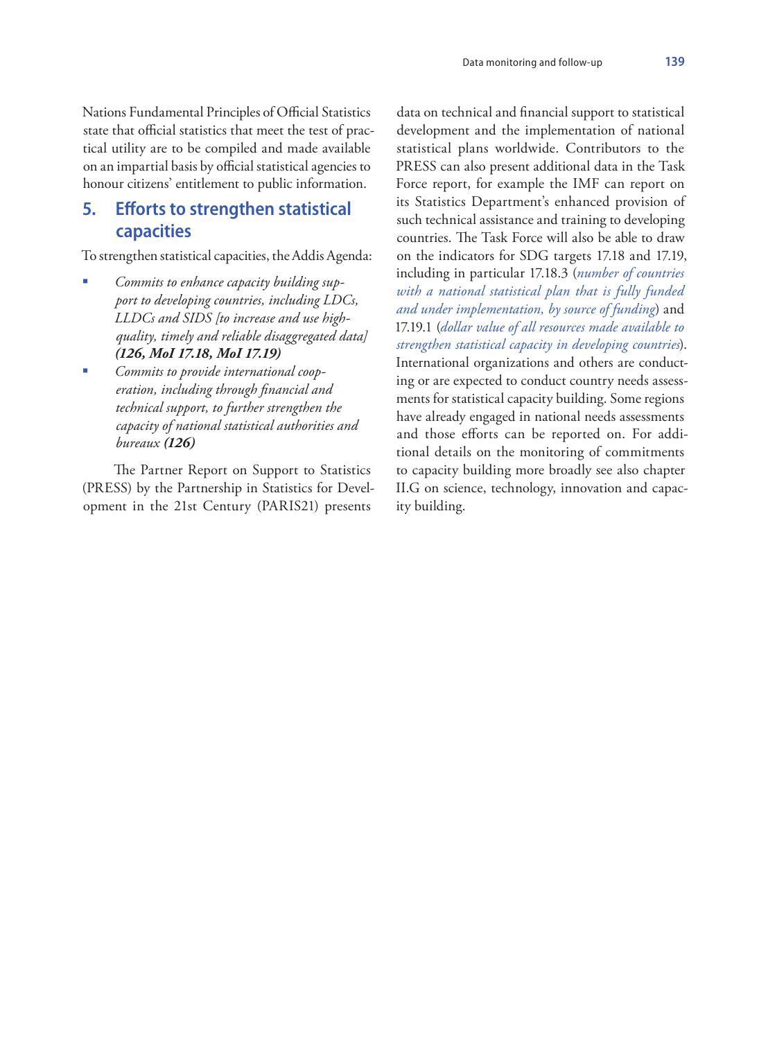Nations Fundamental Principles of Official Statistics state that official statistics that meet the test of practical utility are to be compiled and made available on an impartial basis by official statistical agencies to honour citizens' entitlement to public information.

## 5. Efforts to strengthen statistical capacities

To strengthen statistical capacities, the Addis Agenda:

- *Commits to enhance capacity building support to developing countries, including LDCs, LLDCs and SIDS [to increase and use high-quality, timely and reliable disaggregated data]* ***(126, MoI 17.18, MoI 17.19)***
- *Commits to provide international cooperation, including through financial and technical support, to further strengthen the capacity of national statistical authorities and bureaux* ***(126)***

The Partner Report on Support to Statistics (PRESS) by the Partnership in Statistics for Development in the 21st Century (PARIS21) presents data on technical and financial support to statistical development and the implementation of national statistical plans worldwide. Contributors to the PRESS can also present additional data in the Task Force report, for example the IMF can report on its Statistics Department's enhanced provision of such technical assistance and training to developing countries. The Task Force will also be able to draw on the indicators for SDG targets 17.18 and 17.19, including in particular 17.18.3 (*number of countries with a national statistical plan that is fully funded and under implementation, by source of funding*) and 17.19.1 (*dollar value of all resources made available to strengthen statistical capacity in developing countries*). International organizations and others are conducting or are expected to conduct country needs assessments for statistical capacity building. Some regions have already engaged in national needs assessments and those efforts can be reported on. For additional details on the monitoring of commitments to capacity building more broadly see also chapter II.G on science, technology, innovation and capacity building.